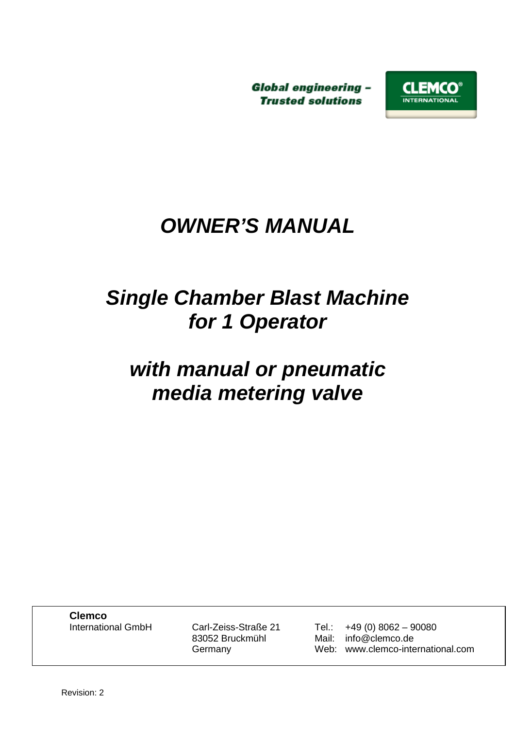Global engineering –
Trusted solutions

CLEMCO® INTERNATIONAL

# *OWNER'S MANUAL*

# *Single Chamber Blast Machine for 1 Operator*

# *with manual or pneumatic media metering valve*

| **Clemco** International GmbH | Carl-Zeiss-Straße 21 83052 Bruckmühl Germany | Tel.: +49 (0) 8062 – 90080 Mail: info@clemco.de Web: www.clemco-international.com |
|---|---|---|

Revision: 2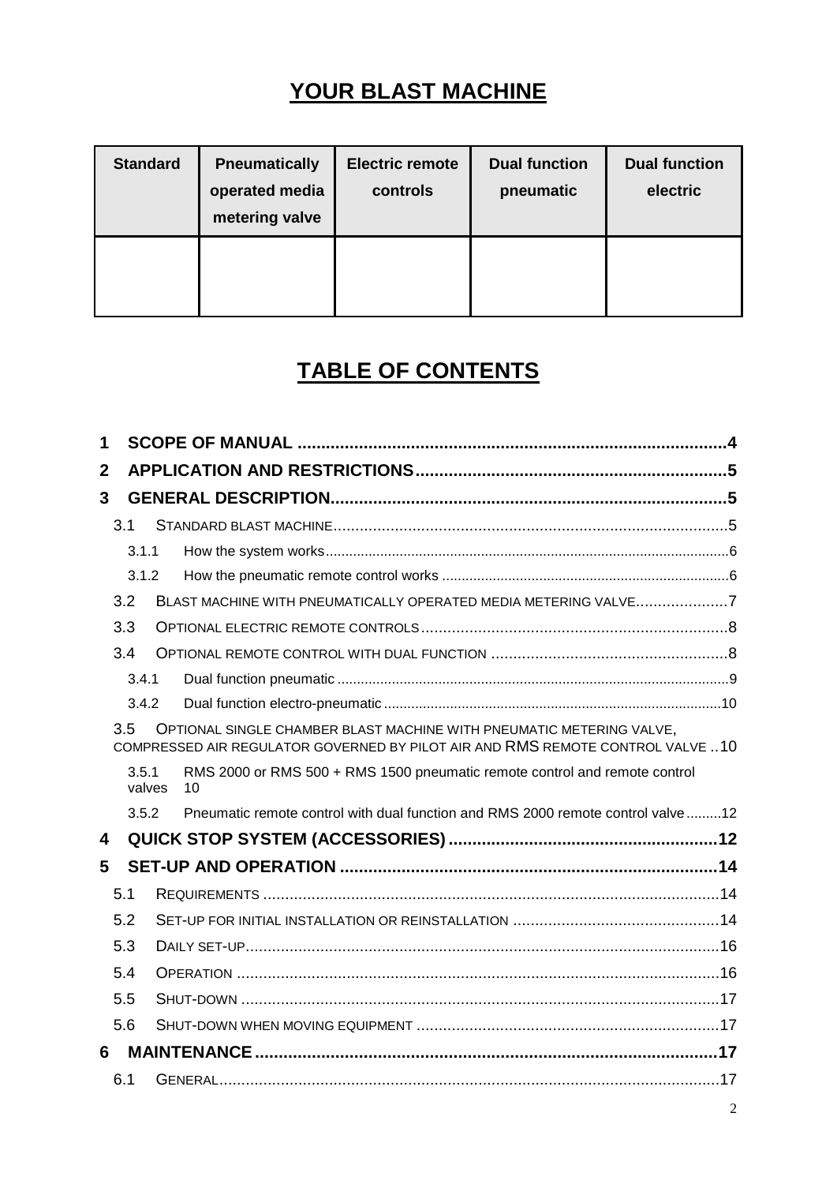# YOUR BLAST MACHINE

| Standard | Pneumatically operated media metering valve | Electric remote controls | Dual function pneumatic | Dual function electric |
|---|---|---|---|---|
| | | | | |

# TABLE OF CONTENTS

1 SCOPE OF MANUAL ....................................................................................4
2 APPLICATION AND RESTRICTIONS...........................................................5
3 GENERAL DESCRIPTION............................................................................5
  3.1 STANDARD BLAST MACHINE....................................................................5
    3.1.1 How the system works.........................................................................6
    3.1.2 How the pneumatic remote control works ............................................6
  3.2 BLAST MACHINE WITH PNEUMATICALLY OPERATED MEDIA METERING VALVE....................7
  3.3 OPTIONAL ELECTRIC REMOTE CONTROLS....................................................8
  3.4 OPTIONAL REMOTE CONTROL WITH DUAL FUNCTION .......................................8
    3.4.1 Dual function pneumatic .......................................................................9
    3.4.2 Dual function electro-pneumatic ..........................................................10
  3.5 OPTIONAL SINGLE CHAMBER BLAST MACHINE WITH PNEUMATIC METERING VALVE, COMPRESSED AIR REGULATOR GOVERNED BY PILOT AIR AND RMS REMOTE CONTROL VALVE ..10
    3.5.1 RMS 2000 or RMS 500 + RMS 1500 pneumatic remote control and remote control valves 10
    3.5.2 Pneumatic remote control with dual function and RMS 2000 remote control valve .........12
4 QUICK STOP SYSTEM (ACCESSORIES) .......................................................12
5 SET-UP AND OPERATION ...........................................................................14
  5.1 REQUIREMENTS ........................................................................................14
  5.2 SET-UP FOR INITIAL INSTALLATION OR REINSTALLATION ...............................14
  5.3 DAILY SET-UP............................................................................................16
  5.4 OPERATION ..............................................................................................16
  5.5 SHUT-DOWN .............................................................................................17
  5.6 SHUT-DOWN WHEN MOVING EQUIPMENT ......................................................17
6 MAINTENANCE ...........................................................................................17
  6.1 GENERAL...................................................................................................17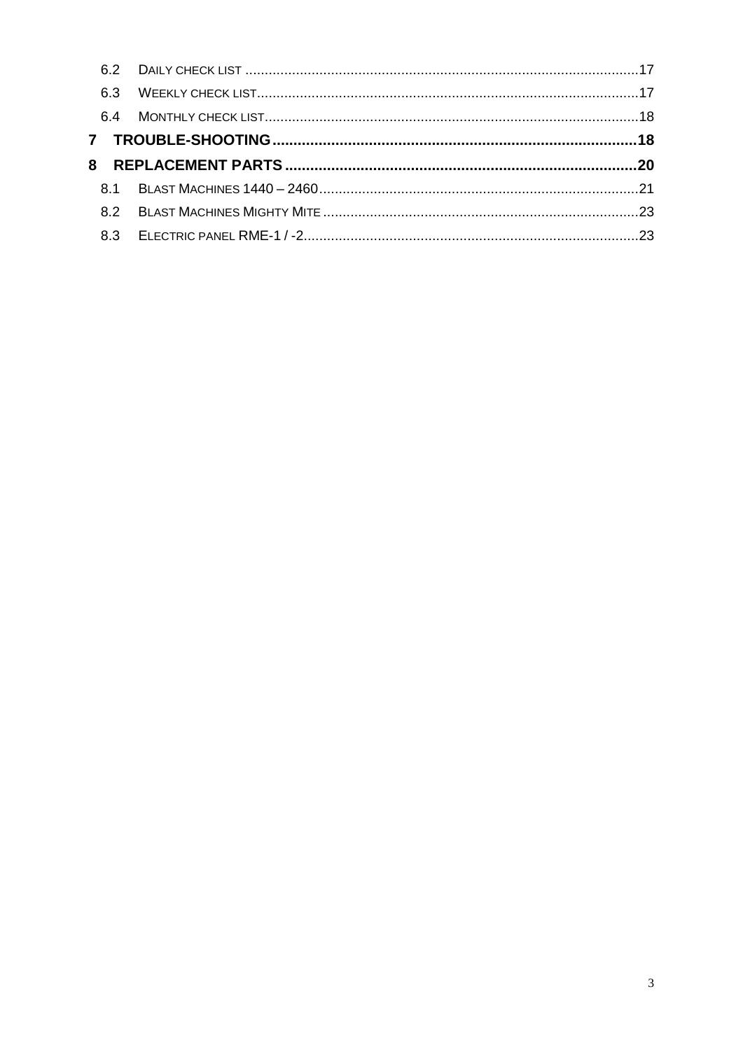6.2 DAILY CHECK LIST ....................................................................................................17

6.3 WEEKLY CHECK LIST.................................................................................................17

6.4 MONTHLY CHECK LIST...............................................................................................18

**7 TROUBLE-SHOOTING......................................................................................18**

**8 REPLACEMENT PARTS...................................................................................20**

8.1 BLAST MACHINES 1440 – 2460.................................................................................21

8.2 BLAST MACHINES MIGHTY MITE ................................................................................23

8.3 ELECTRIC PANEL RME-1 / -2.....................................................................................23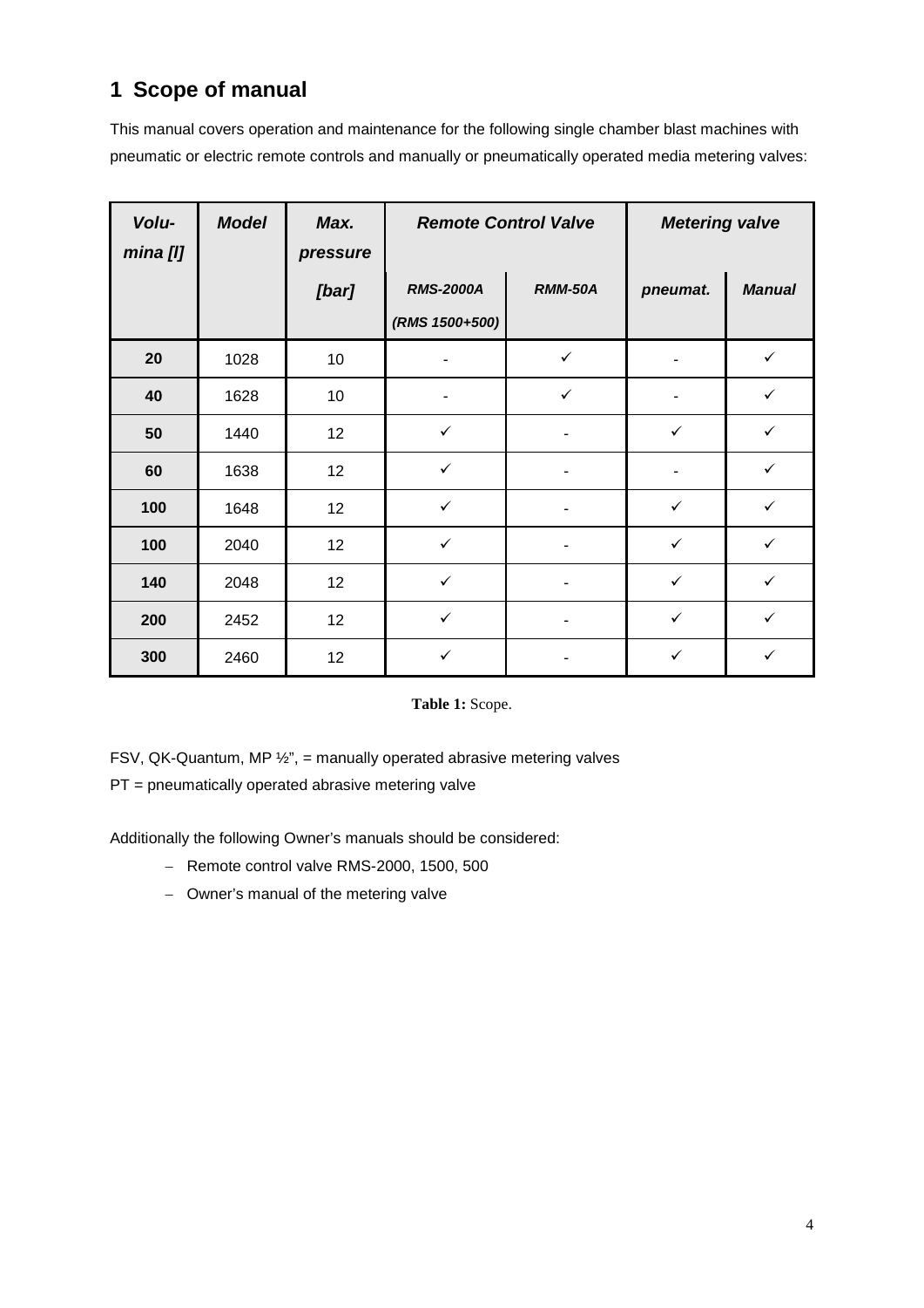# 1 Scope of manual

This manual covers operation and maintenance for the following single chamber blast machines with pneumatic or electric remote controls and manually or pneumatically operated media metering valves:

| ***Volu-mina [l]*** | ***Model*** | ***Max. pressure [bar]*** | ***Remote Control Valve*** | | ***Metering valve*** | |
|---|---|---|---|---|---|---|
| | | | ***RMS-2000A (RMS 1500+500)*** | ***RMM-50A*** | ***pneumat.*** | ***Manual*** |
| **20** | 1028 | 10 | - | ✓ | - | ✓ |
| **40** | 1628 | 10 | - | ✓ | - | ✓ |
| **50** | 1440 | 12 | ✓ | - | ✓ | ✓ |
| **60** | 1638 | 12 | ✓ | - | - | ✓ |
| **100** | 1648 | 12 | ✓ | - | ✓ | ✓ |
| **100** | 2040 | 12 | ✓ | - | ✓ | ✓ |
| **140** | 2048 | 12 | ✓ | - | ✓ | ✓ |
| **200** | 2452 | 12 | ✓ | - | ✓ | ✓ |
| **300** | 2460 | 12 | ✓ | - | ✓ | ✓ |

**Table 1:** Scope.

FSV, QK-Quantum, MP ½", = manually operated abrasive metering valves

PT = pneumatically operated abrasive metering valve

Additionally the following Owner's manuals should be considered:

- Remote control valve RMS-2000, 1500, 500
- Owner's manual of the metering valve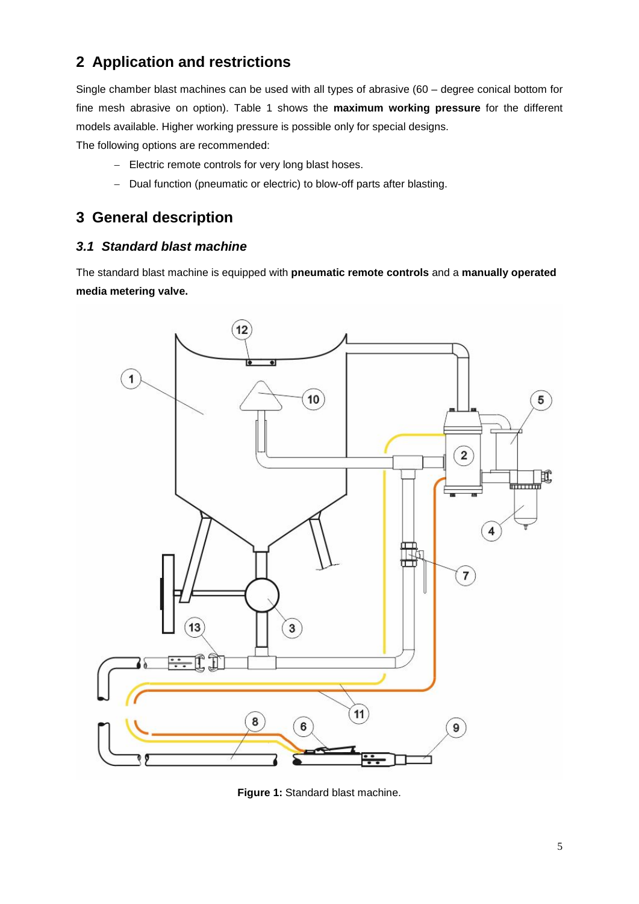## 2 Application and restrictions

Single chamber blast machines can be used with all types of abrasive (60 – degree conical bottom for fine mesh abrasive on option). Table 1 shows the **maximum working pressure** for the different models available. Higher working pressure is possible only for special designs.

The following options are recommended:

- Electric remote controls for very long blast hoses.
- Dual function (pneumatic or electric) to blow-off parts after blasting.

## 3 General description

### *3.1 Standard blast machine*

The standard blast machine is equipped with **pneumatic remote controls** and a **manually operated media metering valve.**

**Figure 1:** Standard blast machine.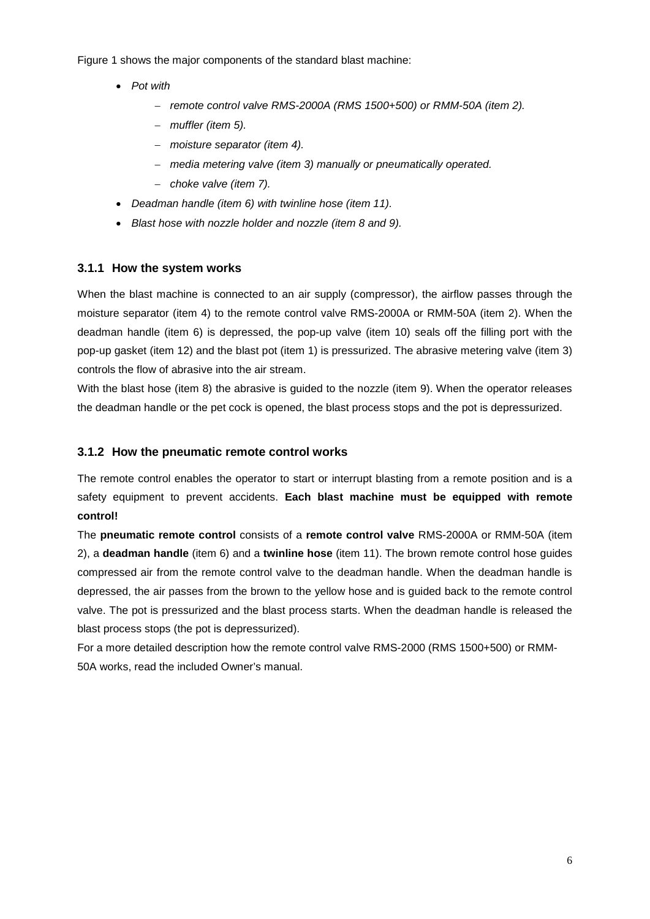Figure 1 shows the major components of the standard blast machine:

- *Pot with*
  - *remote control valve RMS-2000A (RMS 1500+500) or RMM-50A (item 2).*
  - *muffler (item 5).*
  - *moisture separator (item 4).*
  - *media metering valve (item 3) manually or pneumatically operated.*
  - *choke valve (item 7).*
- *Deadman handle (item 6) with twinline hose (item 11).*
- *Blast hose with nozzle holder and nozzle (item 8 and 9).*

### 3.1.1 How the system works

When the blast machine is connected to an air supply (compressor), the airflow passes through the moisture separator (item 4) to the remote control valve RMS-2000A or RMM-50A (item 2). When the deadman handle (item 6) is depressed, the pop-up valve (item 10) seals off the filling port with the pop-up gasket (item 12) and the blast pot (item 1) is pressurized. The abrasive metering valve (item 3) controls the flow of abrasive into the air stream.

With the blast hose (item 8) the abrasive is guided to the nozzle (item 9). When the operator releases the deadman handle or the pet cock is opened, the blast process stops and the pot is depressurized.

### 3.1.2 How the pneumatic remote control works

The remote control enables the operator to start or interrupt blasting from a remote position and is a safety equipment to prevent accidents. **Each blast machine must be equipped with remote control!**

The **pneumatic remote control** consists of a **remote control valve** RMS-2000A or RMM-50A (item 2), a **deadman handle** (item 6) and a **twinline hose** (item 11). The brown remote control hose guides compressed air from the remote control valve to the deadman handle. When the deadman handle is depressed, the air passes from the brown to the yellow hose and is guided back to the remote control valve. The pot is pressurized and the blast process starts. When the deadman handle is released the blast process stops (the pot is depressurized).

For a more detailed description how the remote control valve RMS-2000 (RMS 1500+500) or RMM-50A works, read the included Owner's manual.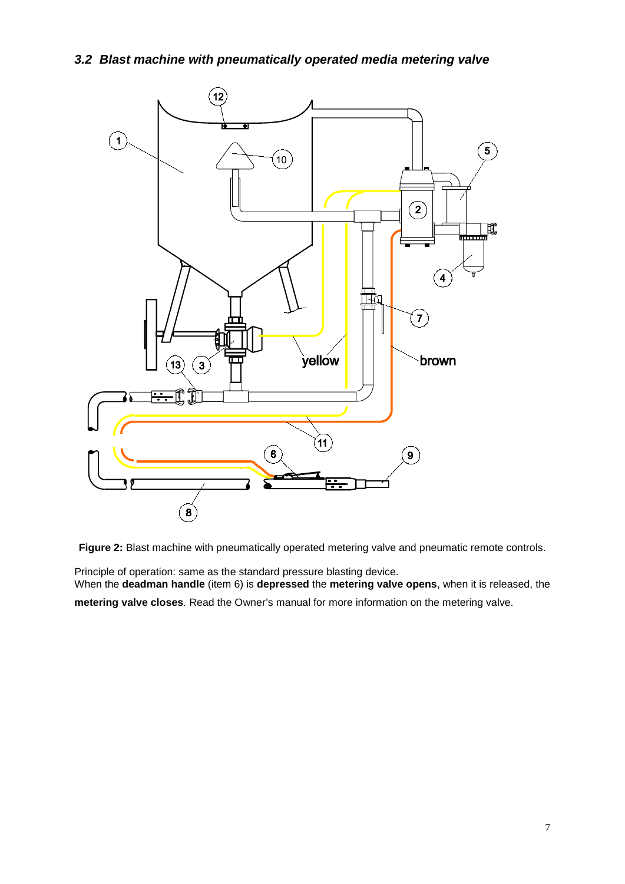### *3.2 Blast machine with pneumatically operated media metering valve*

**Figure 2:** Blast machine with pneumatically operated metering valve and pneumatic remote controls.

Principle of operation: same as the standard pressure blasting device.
When the **deadman handle** (item 6) is **depressed** the **metering valve opens**, when it is released, the **metering valve closes**. Read the Owner's manual for more information on the metering valve.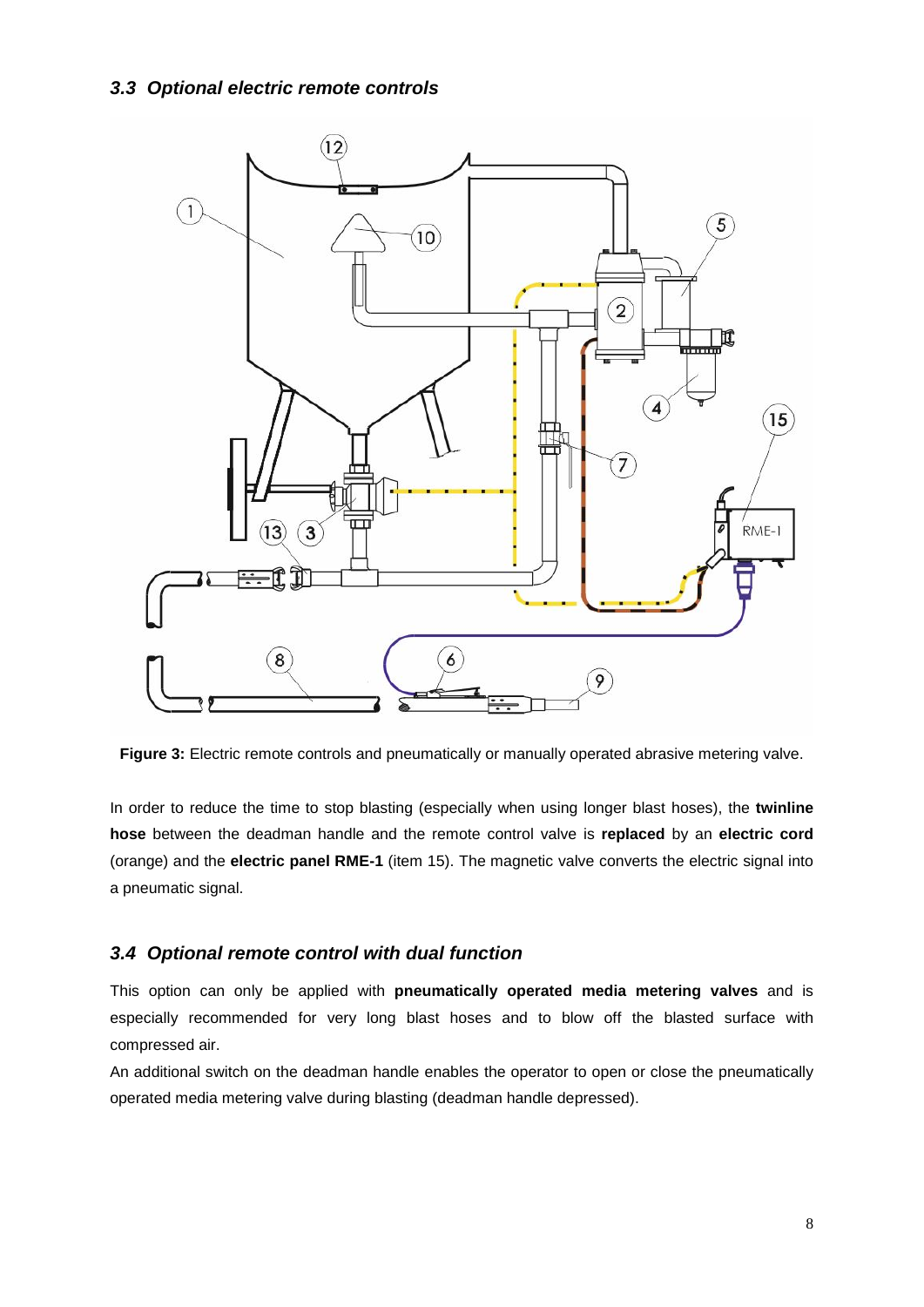### 3.3 Optional electric remote controls

**Figure 3:** Electric remote controls and pneumatically or manually operated abrasive metering valve.

In order to reduce the time to stop blasting (especially when using longer blast hoses), the **twinline hose** between the deadman handle and the remote control valve is **replaced** by an **electric cord** (orange) and the **electric panel RME-1** (item 15). The magnetic valve converts the electric signal into a pneumatic signal.

### 3.4 Optional remote control with dual function

This option can only be applied with **pneumatically operated media metering valves** and is especially recommended for very long blast hoses and to blow off the blasted surface with compressed air.

An additional switch on the deadman handle enables the operator to open or close the pneumatically operated media metering valve during blasting (deadman handle depressed).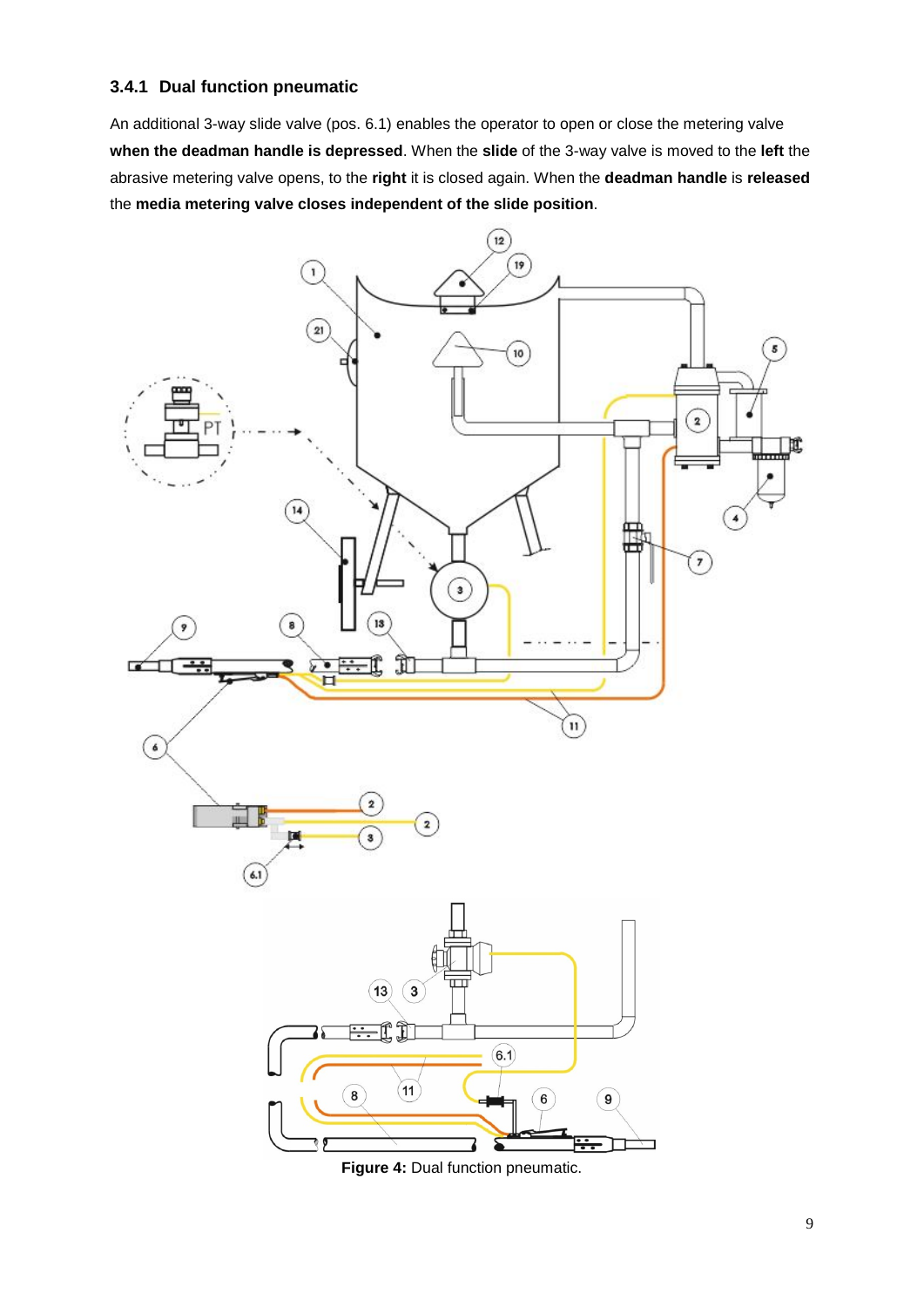### 3.4.1 Dual function pneumatic

An additional 3-way slide valve (pos. 6.1) enables the operator to open or close the metering valve **when the deadman handle is depressed**. When the **slide** of the 3-way valve is moved to the **left** the abrasive metering valve opens, to the **right** it is closed again. When the **deadman handle** is **released** the **media metering valve closes independent of the slide position**.

**Figure 4:** Dual function pneumatic.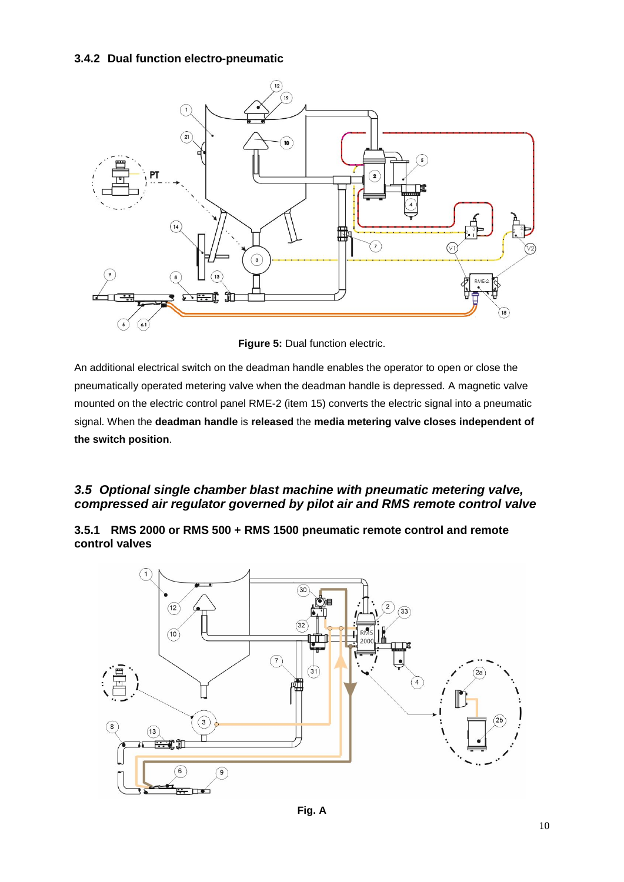### 3.4.2 Dual function electro-pneumatic

**Figure 5:** Dual function electric.

An additional electrical switch on the deadman handle enables the operator to open or close the pneumatically operated metering valve when the deadman handle is depressed. A magnetic valve mounted on the electric control panel RME-2 (item 15) converts the electric signal into a pneumatic signal. When the **deadman handle** is **released** the **media metering valve closes independent of the switch position**.

## *3.5 Optional single chamber blast machine with pneumatic metering valve, compressed air regulator governed by pilot air and RMS remote control valve*

### 3.5.1 RMS 2000 or RMS 500 + RMS 1500 pneumatic remote control and remote control valves

**Fig. A**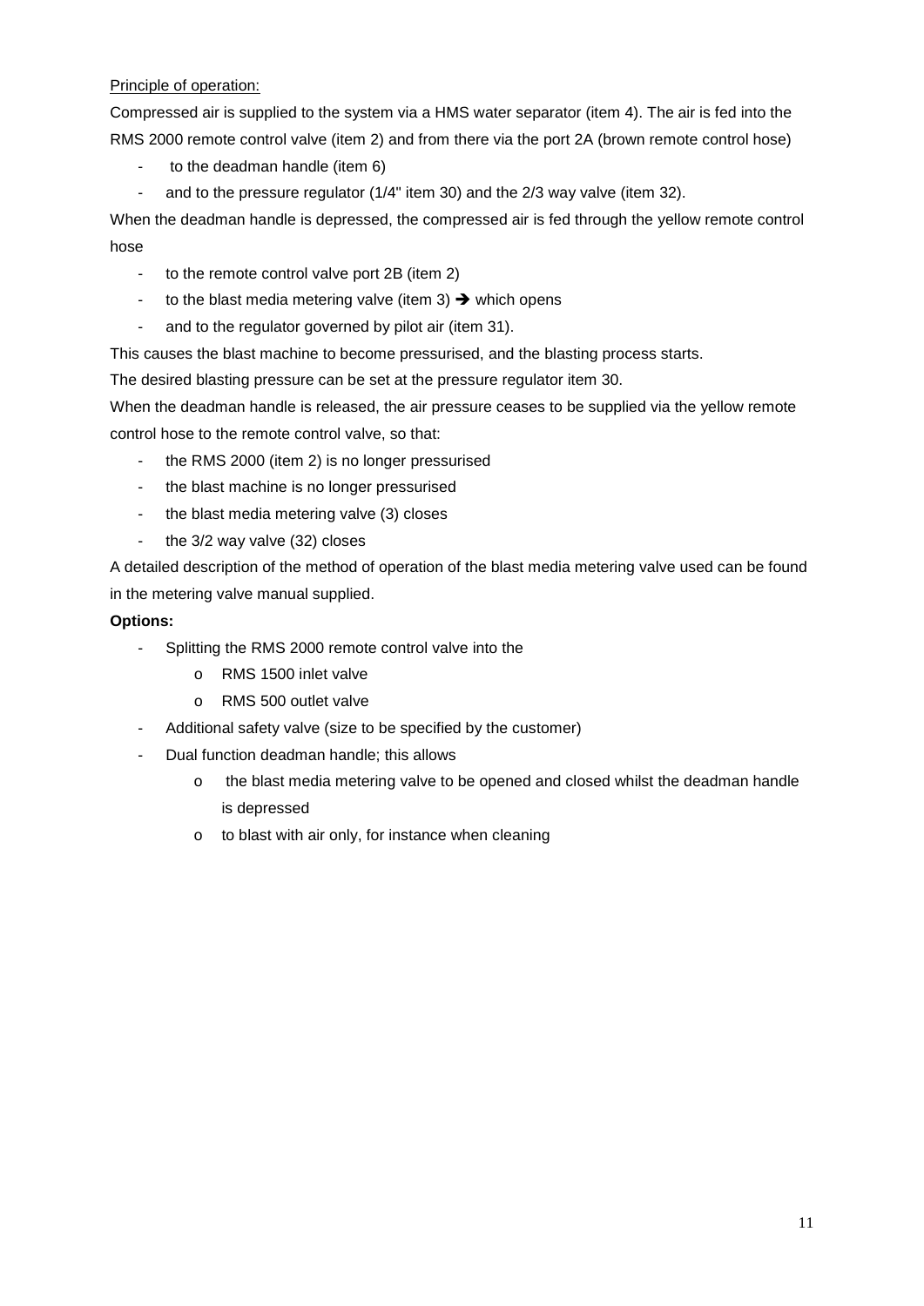Principle of operation:

Compressed air is supplied to the system via a HMS water separator (item 4). The air is fed into the RMS 2000 remote control valve (item 2) and from there via the port 2A (brown remote control hose)

- to the deadman handle (item 6)
- and to the pressure regulator (1/4" item 30) and the 2/3 way valve (item 32).

When the deadman handle is depressed, the compressed air is fed through the yellow remote control hose

- to the remote control valve port 2B (item 2)
- to the blast media metering valve (item 3) ➔ which opens
- and to the regulator governed by pilot air (item 31).

This causes the blast machine to become pressurised, and the blasting process starts.

The desired blasting pressure can be set at the pressure regulator item 30.

When the deadman handle is released, the air pressure ceases to be supplied via the yellow remote control hose to the remote control valve, so that:

- the RMS 2000 (item 2) is no longer pressurised
- the blast machine is no longer pressurised
- the blast media metering valve (3) closes
- the 3/2 way valve (32) closes

A detailed description of the method of operation of the blast media metering valve used can be found in the metering valve manual supplied.

**Options:**

- Splitting the RMS 2000 remote control valve into the
  - RMS 1500 inlet valve
  - RMS 500 outlet valve
- Additional safety valve (size to be specified by the customer)
- Dual function deadman handle; this allows
  - the blast media metering valve to be opened and closed whilst the deadman handle is depressed
  - to blast with air only, for instance when cleaning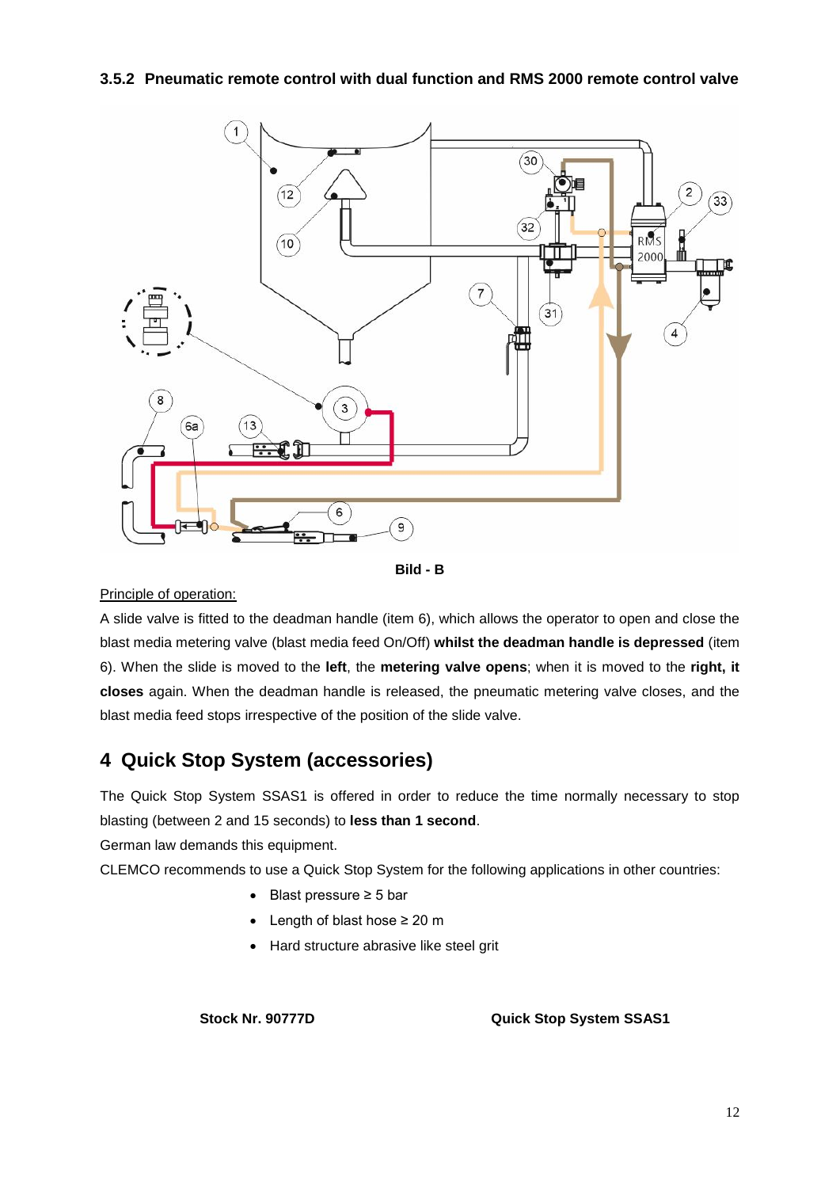### 3.5.2 Pneumatic remote control with dual function and RMS 2000 remote control valve

Bild - B

Principle of operation:

A slide valve is fitted to the deadman handle (item 6), which allows the operator to open and close the blast media metering valve (blast media feed On/Off) **whilst the deadman handle is depressed** (item 6). When the slide is moved to the **left**, the **metering valve opens**; when it is moved to the **right, it closes** again. When the deadman handle is released, the pneumatic metering valve closes, and the blast media feed stops irrespective of the position of the slide valve.

# 4 Quick Stop System (accessories)

The Quick Stop System SSAS1 is offered in order to reduce the time normally necessary to stop blasting (between 2 and 15 seconds) to **less than 1 second**.

German law demands this equipment.

CLEMCO recommends to use a Quick Stop System for the following applications in other countries:

- Blast pressure ≥ 5 bar
- Length of blast hose ≥ 20 m
- Hard structure abrasive like steel grit

| **Stock Nr. 90777D** | **Quick Stop System SSAS1** |
|---|---|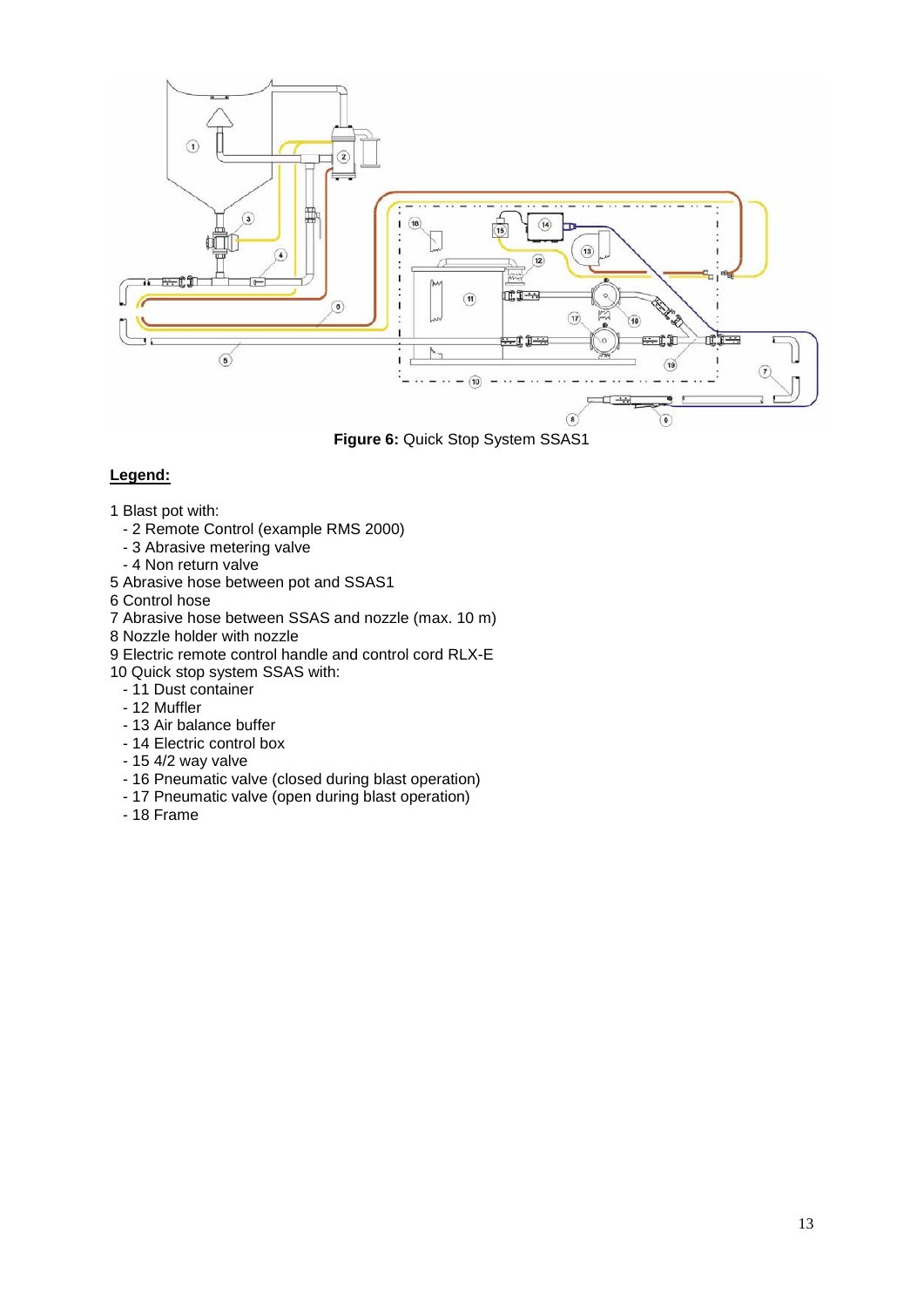**Figure 6:** Quick Stop System SSAS1

**Legend:**

1 Blast pot with:
- 2 Remote Control (example RMS 2000)
- 3 Abrasive metering valve
- 4 Non return valve

5 Abrasive hose between pot and SSAS1
6 Control hose
7 Abrasive hose between SSAS and nozzle (max. 10 m)
8 Nozzle holder with nozzle
9 Electric remote control handle and control cord RLX-E
10 Quick stop system SSAS with:
- 11 Dust container
- 12 Muffler
- 13 Air balance buffer
- 14 Electric control box
- 15 4/2 way valve
- 16 Pneumatic valve (closed during blast operation)
- 17 Pneumatic valve (open during blast operation)
- 18 Frame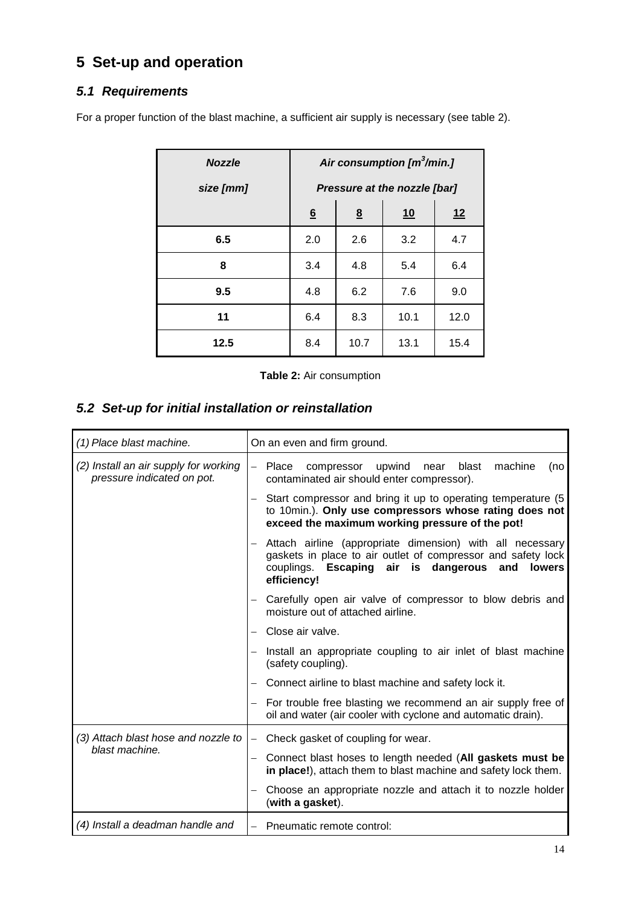# 5 Set-up and operation

## *5.1 Requirements*

For a proper function of the blast machine, a sufficient air supply is necessary (see table 2).

| ***Nozzle size [mm]*** | ***Air consumption [m³/min.] Pressure at the nozzle [bar]*** | | | |
|---|---|---|---|---|
| | **6** | **8** | **10** | **12** |
| **6.5** | 2.0 | 2.6 | 3.2 | 4.7 |
| **8** | 3.4 | 4.8 | 5.4 | 6.4 |
| **9.5** | 4.8 | 6.2 | 7.6 | 9.0 |
| **11** | 6.4 | 8.3 | 10.1 | 12.0 |
| **12.5** | 8.4 | 10.7 | 13.1 | 15.4 |

**Table 2:** Air consumption

## *5.2 Set-up for initial installation or reinstallation*

| | |
|---|---|
| *(1) Place blast machine.* | On an even and firm ground. |
| *(2) Install an air supply for working pressure indicated on pot.* | – Place compressor upwind near blast machine (no contaminated air should enter compressor). |
| | – Start compressor and bring it up to operating temperature (5 to 10min.). **Only use compressors whose rating does not exceed the maximum working pressure of the pot!** |
| | – Attach airline (appropriate dimension) with all necessary gaskets in place to air outlet of compressor and safety lock couplings. **Escaping air is dangerous and lowers efficiency!** |
| | – Carefully open air valve of compressor to blow debris and moisture out of attached airline. |
| | – Close air valve. |
| | – Install an appropriate coupling to air inlet of blast machine (safety coupling). |
| | – Connect airline to blast machine and safety lock it. |
| | – For trouble free blasting we recommend an air supply free of oil and water (air cooler with cyclone and automatic drain). |
| *(3) Attach blast hose and nozzle to blast machine.* | – Check gasket of coupling for wear. |
| | – Connect blast hoses to length needed (**All gaskets must be in place!**), attach them to blast machine and safety lock them. |
| | – Choose an appropriate nozzle and attach it to nozzle holder (**with a gasket**). |
| *(4) Install a deadman handle and* | – Pneumatic remote control: |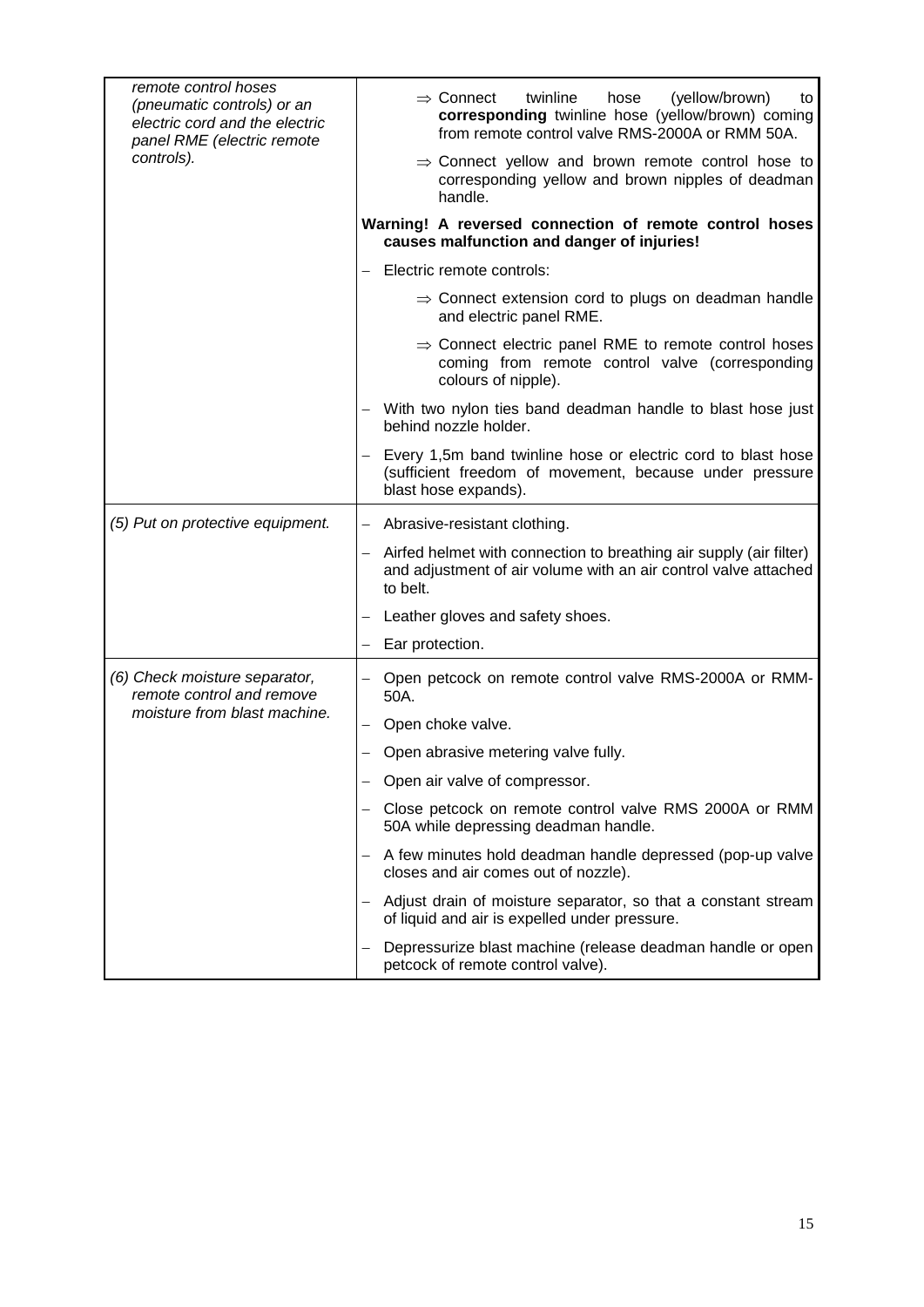| | |
|---|---|
| *remote control hoses (pneumatic controls) or an electric cord and the electric panel RME (electric remote controls).* | ⇒ Connect twinline hose (yellow/brown) to **corresponding** twinline hose (yellow/brown) coming from remote control valve RMS-2000A or RMM 50A.<br><br>⇒ Connect yellow and brown remote control hose to corresponding yellow and brown nipples of deadman handle.<br><br>**Warning! A reversed connection of remote control hoses causes malfunction and danger of injuries!**<br><br>– Electric remote controls:<br><br>⇒ Connect extension cord to plugs on deadman handle and electric panel RME.<br><br>⇒ Connect electric panel RME to remote control hoses coming from remote control valve (corresponding colours of nipple).<br><br>– With two nylon ties band deadman handle to blast hose just behind nozzle holder.<br><br>– Every 1,5m band twinline hose or electric cord to blast hose (sufficient freedom of movement, because under pressure blast hose expands). |
| *(5) Put on protective equipment.* | – Abrasive-resistant clothing.<br><br>– Airfed helmet with connection to breathing air supply (air filter) and adjustment of air volume with an air control valve attached to belt.<br><br>– Leather gloves and safety shoes.<br><br>– Ear protection. |
| *(6) Check moisture separator, remote control and remove moisture from blast machine.* | – Open petcock on remote control valve RMS-2000A or RMM-50A.<br><br>– Open choke valve.<br><br>– Open abrasive metering valve fully.<br><br>– Open air valve of compressor.<br><br>– Close petcock on remote control valve RMS 2000A or RMM 50A while depressing deadman handle.<br><br>– A few minutes hold deadman handle depressed (pop-up valve closes and air comes out of nozzle).<br><br>– Adjust drain of moisture separator, so that a constant stream of liquid and air is expelled under pressure.<br><br>– Depressurize blast machine (release deadman handle or open petcock of remote control valve). |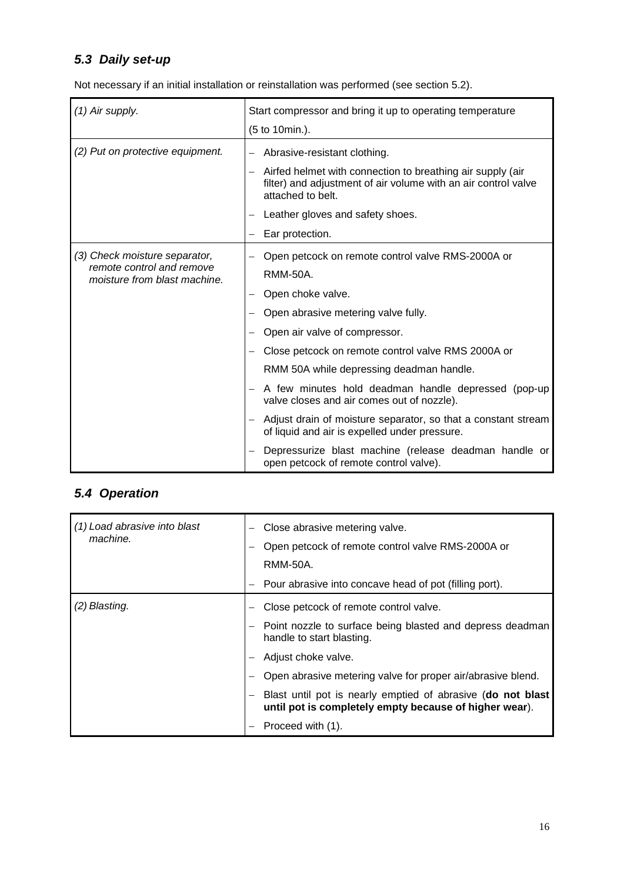### *5.3 Daily set-up*

Not necessary if an initial installation or reinstallation was performed (see section 5.2).

| | |
|---|---|
| *(1) Air supply.* | Start compressor and bring it up to operating temperature (5 to 10min.). |
| *(2) Put on protective equipment.* | – Abrasive-resistant clothing.<br>– Airfed helmet with connection to breathing air supply (air filter) and adjustment of air volume with an air control valve attached to belt.<br>– Leather gloves and safety shoes.<br>– Ear protection. |
| *(3) Check moisture separator, remote control and remove moisture from blast machine.* | – Open petcock on remote control valve RMS-2000A or RMM-50A.<br>– Open choke valve.<br>– Open abrasive metering valve fully.<br>– Open air valve of compressor.<br>– Close petcock on remote control valve RMS 2000A or RMM 50A while depressing deadman handle.<br>– A few minutes hold deadman handle depressed (pop-up valve closes and air comes out of nozzle).<br>– Adjust drain of moisture separator, so that a constant stream of liquid and air is expelled under pressure.<br>– Depressurize blast machine (release deadman handle or open petcock of remote control valve). |

### *5.4 Operation*

| | |
|---|---|
| *(1) Load abrasive into blast machine.* | – Close abrasive metering valve.<br>– Open petcock of remote control valve RMS-2000A or RMM-50A.<br>– Pour abrasive into concave head of pot (filling port). |
| *(2) Blasting.* | – Close petcock of remote control valve.<br>– Point nozzle to surface being blasted and depress deadman handle to start blasting.<br>– Adjust choke valve.<br>– Open abrasive metering valve for proper air/abrasive blend.<br>– Blast until pot is nearly emptied of abrasive (**do not blast until pot is completely empty because of higher wear**).<br>– Proceed with (1). |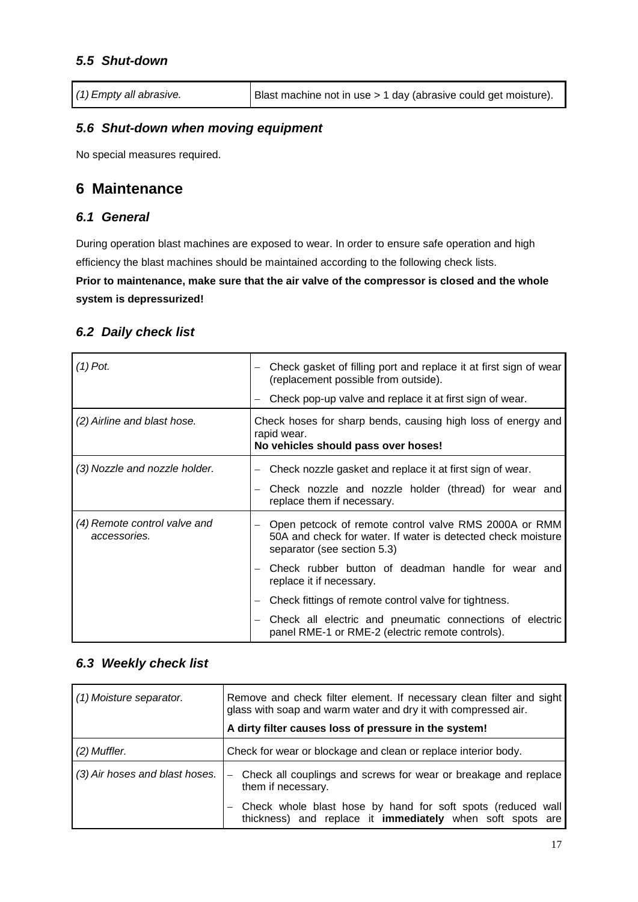### *5.5 Shut-down*

| *(1) Empty all abrasive.* | Blast machine not in use > 1 day (abrasive could get moisture). |
|---|---|

### *5.6 Shut-down when moving equipment*

No special measures required.

## 6 Maintenance

### *6.1 General*

During operation blast machines are exposed to wear. In order to ensure safe operation and high efficiency the blast machines should be maintained according to the following check lists.

**Prior to maintenance, make sure that the air valve of the compressor is closed and the whole system is depressurized!**

### *6.2 Daily check list*

| | |
|---|---|
| *(1) Pot.* | – Check gasket of filling port and replace it at first sign of wear (replacement possible from outside).<br>– Check pop-up valve and replace it at first sign of wear. |
| *(2) Airline and blast hose.* | Check hoses for sharp bends, causing high loss of energy and rapid wear.<br>**No vehicles should pass over hoses!** |
| *(3) Nozzle and nozzle holder.* | – Check nozzle gasket and replace it at first sign of wear.<br>– Check nozzle and nozzle holder (thread) for wear and replace them if necessary. |
| *(4) Remote control valve and accessories.* | – Open petcock of remote control valve RMS 2000A or RMM 50A and check for water. If water is detected check moisture separator (see section 5.3)<br>– Check rubber button of deadman handle for wear and replace it if necessary.<br>– Check fittings of remote control valve for tightness.<br>– Check all electric and pneumatic connections of electric panel RME-1 or RME-2 (electric remote controls). |

### *6.3 Weekly check list*

| | |
|---|---|
| *(1) Moisture separator.* | Remove and check filter element. If necessary clean filter and sight glass with soap and warm water and dry it with compressed air.<br>**A dirty filter causes loss of pressure in the system!** |
| *(2) Muffler.* | Check for wear or blockage and clean or replace interior body. |
| *(3) Air hoses and blast hoses.* | – Check all couplings and screws for wear or breakage and replace them if necessary.<br>– Check whole blast hose by hand for soft spots (reduced wall thickness) and replace it **immediately** when soft spots are |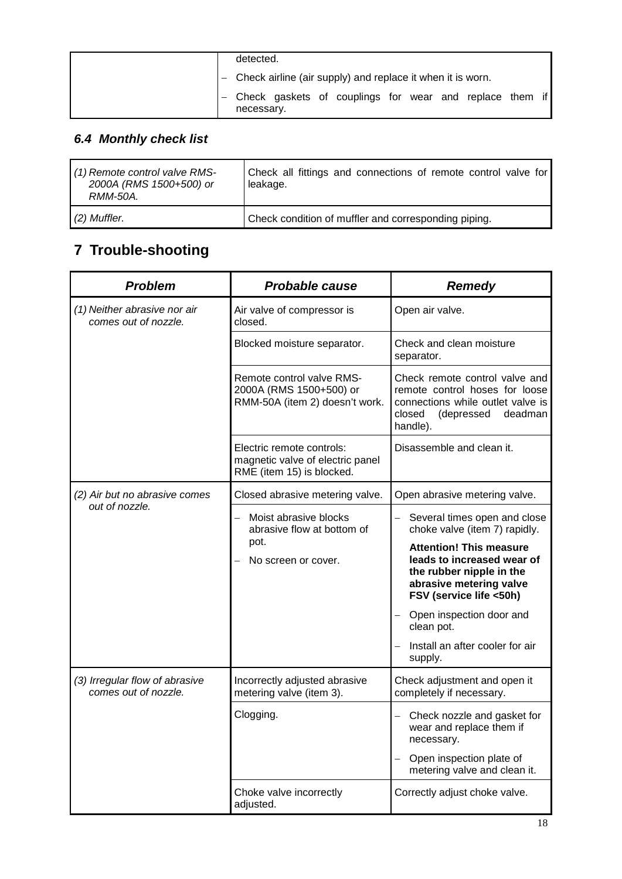| | detected. |
|---|---|
| | – Check airline (air supply) and replace it when it is worn. |
| | – Check gaskets of couplings for wear and replace them if necessary. |

### *6.4 Monthly check list*

| | |
|---|---|
| *(1) Remote control valve RMS-2000A (RMS 1500+500) or RMM-50A.* | Check all fittings and connections of remote control valve for leakage. |
| *(2) Muffler.* | Check condition of muffler and corresponding piping. |

## 7 Trouble-shooting

| ***Problem*** | ***Probable cause*** | ***Remedy*** |
|---|---|---|
| *(1) Neither abrasive nor air comes out of nozzle.* | Air valve of compressor is closed. | Open air valve. |
| | Blocked moisture separator. | Check and clean moisture separator. |
| | Remote control valve RMS-2000A (RMS 1500+500) or RMM-50A (item 2) doesn't work. | Check remote control valve and remote control hoses for loose connections while outlet valve is closed (depressed deadman handle). |
| | Electric remote controls: magnetic valve of electric panel RME (item 15) is blocked. | Disassemble and clean it. |
| *(2) Air but no abrasive comes out of nozzle.* | Closed abrasive metering valve. | Open abrasive metering valve. |
| | – Moist abrasive blocks abrasive flow at bottom of pot.<br>– No screen or cover. | – Several times open and close choke valve (item 7) rapidly.<br>**Attention! This measure leads to increased wear of the rubber nipple in the abrasive metering valve FSV (service life <50h)**<br>– Open inspection door and clean pot.<br>– Install an after cooler for air supply. |
| *(3) Irregular flow of abrasive comes out of nozzle.* | Incorrectly adjusted abrasive metering valve (item 3). | Check adjustment and open it completely if necessary. |
| | Clogging. | – Check nozzle and gasket for wear and replace them if necessary.<br>– Open inspection plate of metering valve and clean it. |
| | Choke valve incorrectly adjusted. | Correctly adjust choke valve. |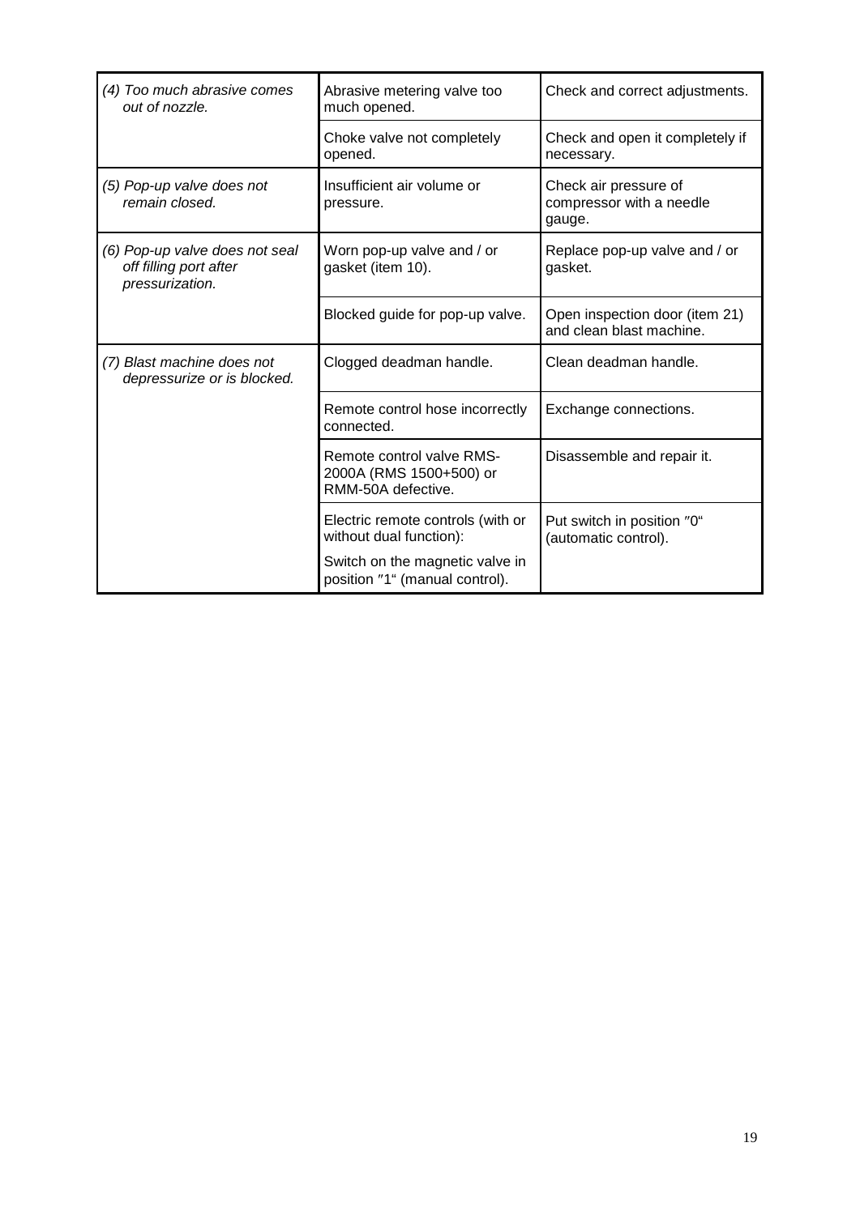| | | |
|---|---|---|
| *(4) Too much abrasive comes out of nozzle.* | Abrasive metering valve too much opened. | Check and correct adjustments. |
| | Choke valve not completely opened. | Check and open it completely if necessary. |
| *(5) Pop-up valve does not remain closed.* | Insufficient air volume or pressure. | Check air pressure of compressor with a needle gauge. |
| *(6) Pop-up valve does not seal off filling port after pressurization.* | Worn pop-up valve and / or gasket (item 10). | Replace pop-up valve and / or gasket. |
| | Blocked guide for pop-up valve. | Open inspection door (item 21) and clean blast machine. |
| *(7) Blast machine does not depressurize or is blocked.* | Clogged deadman handle. | Clean deadman handle. |
| | Remote control hose incorrectly connected. | Exchange connections. |
| | Remote control valve RMS-2000A (RMS 1500+500) or RMM-50A defective. | Disassemble and repair it. |
| | Electric remote controls (with or without dual function): Switch on the magnetic valve in position ″1“ (manual control). | Put switch in position ″0“ (automatic control). |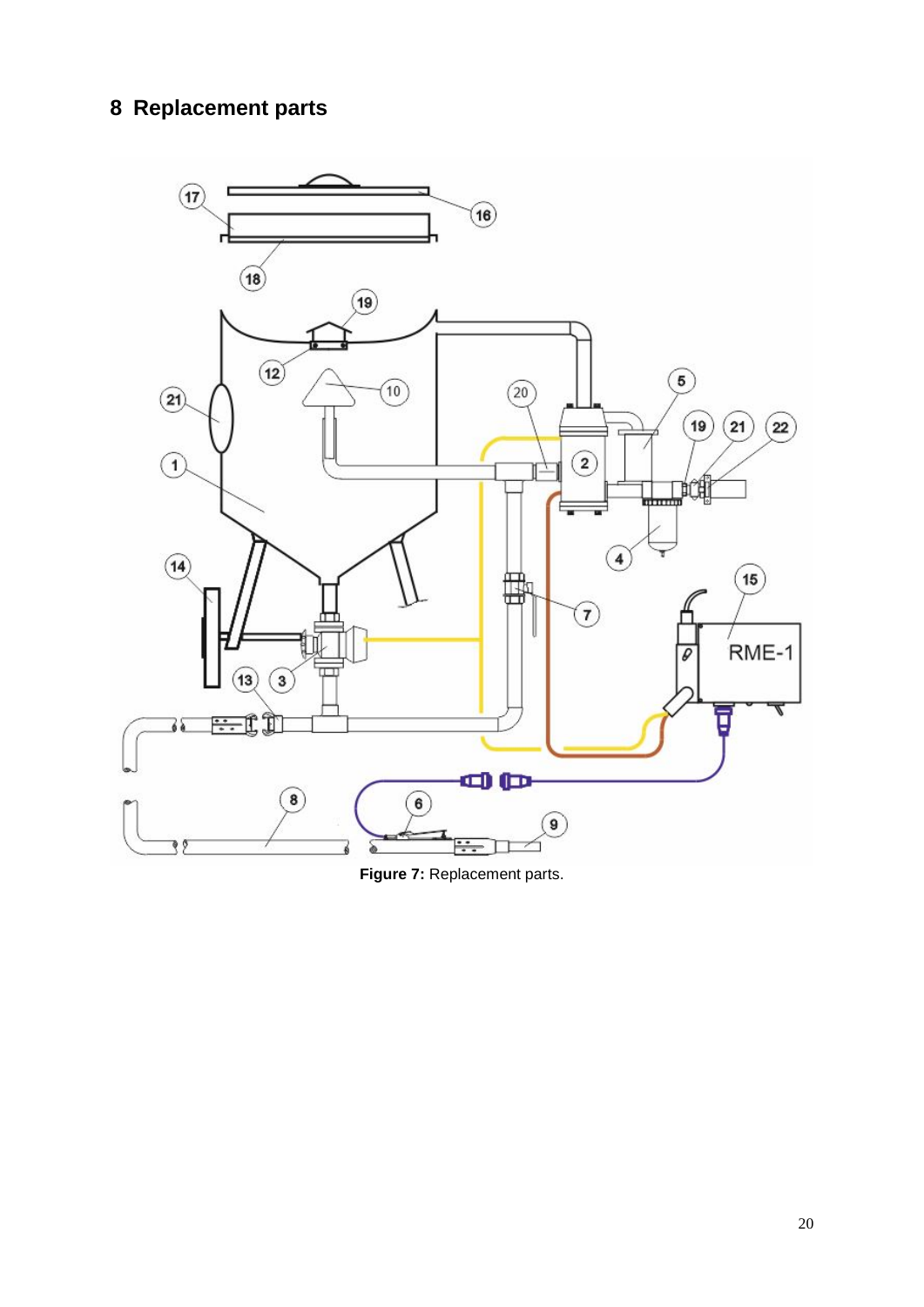# 8 Replacement parts

**Figure 7:** Replacement parts.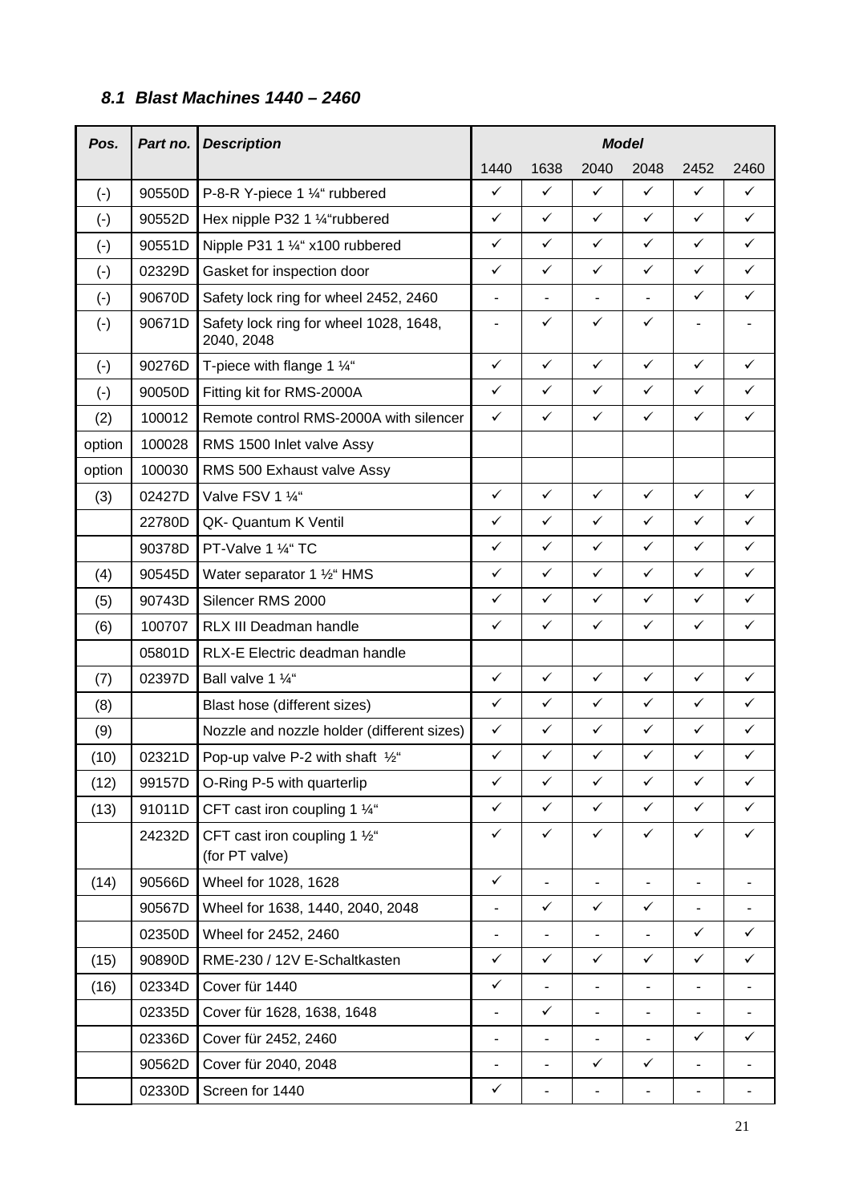### *8.1 Blast Machines 1440 – 2460*

| *Pos.* | *Part no.* | *Description* | *Model* | | | | | |
|---|---|---|---|---|---|---|---|---|
| | | | 1440 | 1638 | 2040 | 2048 | 2452 | 2460 |
| (-) | 90550D | P-8-R Y-piece 1 ¼“ rubbered | ✓ | ✓ | ✓ | ✓ | ✓ | ✓ |
| (-) | 90552D | Hex nipple P32 1 ¼“rubbered | ✓ | ✓ | ✓ | ✓ | ✓ | ✓ |
| (-) | 90551D | Nipple P31 1 ¼“ x100 rubbered | ✓ | ✓ | ✓ | ✓ | ✓ | ✓ |
| (-) | 02329D | Gasket for inspection door | ✓ | ✓ | ✓ | ✓ | ✓ | ✓ |
| (-) | 90670D | Safety lock ring for wheel 2452, 2460 | - | - | - | - | ✓ | ✓ |
| (-) | 90671D | Safety lock ring for wheel 1028, 1648, 2040, 2048 | - | ✓ | ✓ | ✓ | - | - |
| (-) | 90276D | T-piece with flange 1 ¼“ | ✓ | ✓ | ✓ | ✓ | ✓ | ✓ |
| (-) | 90050D | Fitting kit for RMS-2000A | ✓ | ✓ | ✓ | ✓ | ✓ | ✓ |
| (2) | 100012 | Remote control RMS-2000A with silencer | ✓ | ✓ | ✓ | ✓ | ✓ | ✓ |
| option | 100028 | RMS 1500 Inlet valve Assy | | | | | | |
| option | 100030 | RMS 500 Exhaust valve Assy | | | | | | |
| (3) | 02427D | Valve FSV 1 ¼“ | ✓ | ✓ | ✓ | ✓ | ✓ | ✓ |
| | 22780D | QK- Quantum K Ventil | ✓ | ✓ | ✓ | ✓ | ✓ | ✓ |
| | 90378D | PT-Valve 1 ¼“ TC | ✓ | ✓ | ✓ | ✓ | ✓ | ✓ |
| (4) | 90545D | Water separator 1 ½“ HMS | ✓ | ✓ | ✓ | ✓ | ✓ | ✓ |
| (5) | 90743D | Silencer RMS 2000 | ✓ | ✓ | ✓ | ✓ | ✓ | ✓ |
| (6) | 100707 | RLX III Deadman handle | ✓ | ✓ | ✓ | ✓ | ✓ | ✓ |
| | 05801D | RLX-E Electric deadman handle | | | | | | |
| (7) | 02397D | Ball valve 1 ¼“ | ✓ | ✓ | ✓ | ✓ | ✓ | ✓ |
| (8) | | Blast hose (different sizes) | ✓ | ✓ | ✓ | ✓ | ✓ | ✓ |
| (9) | | Nozzle and nozzle holder (different sizes) | ✓ | ✓ | ✓ | ✓ | ✓ | ✓ |
| (10) | 02321D | Pop-up valve P-2 with shaft ½“ | ✓ | ✓ | ✓ | ✓ | ✓ | ✓ |
| (12) | 99157D | O-Ring P-5 with quarterlip | ✓ | ✓ | ✓ | ✓ | ✓ | ✓ |
| (13) | 91011D | CFT cast iron coupling 1 ¼“ | ✓ | ✓ | ✓ | ✓ | ✓ | ✓ |
| | 24232D | CFT cast iron coupling 1 ½“ (for PT valve) | ✓ | ✓ | ✓ | ✓ | ✓ | ✓ |
| (14) | 90566D | Wheel for 1028, 1628 | ✓ | - | - | - | - | - |
| | 90567D | Wheel for 1638, 1440, 2040, 2048 | - | ✓ | ✓ | ✓ | - | - |
| | 02350D | Wheel for 2452, 2460 | - | - | - | - | ✓ | ✓ |
| (15) | 90890D | RME-230 / 12V E-Schaltkasten | ✓ | ✓ | ✓ | ✓ | ✓ | ✓ |
| (16) | 02334D | Cover für 1440 | ✓ | - | - | - | - | - |
| | 02335D | Cover für 1628, 1638, 1648 | - | ✓ | - | - | - | - |
| | 02336D | Cover für 2452, 2460 | - | - | - | - | ✓ | ✓ |
| | 90562D | Cover für 2040, 2048 | - | - | ✓ | ✓ | - | - |
| | 02330D | Screen for 1440 | ✓ | - | - | - | - | - |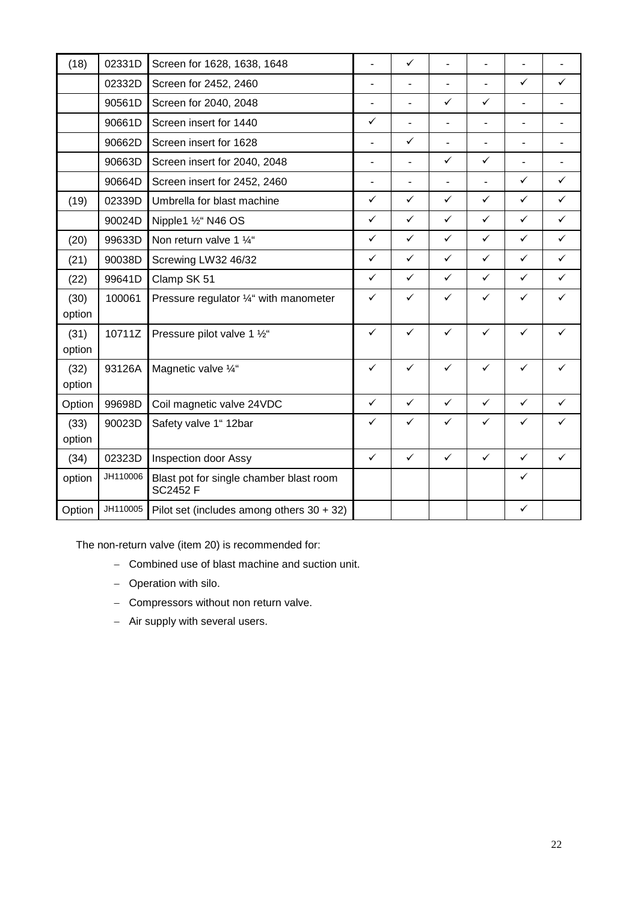| (18) | 02331D | Screen for 1628, 1638, 1648 | - | ✓ | - | - | - | - |
|---|---|---|---|---|---|---|---|---|
| | 02332D | Screen for 2452, 2460 | - | - | - | - | ✓ | ✓ |
| | 90561D | Screen for 2040, 2048 | - | - | ✓ | ✓ | - | - |
| | 90661D | Screen insert for 1440 | ✓ | - | - | - | - | - |
| | 90662D | Screen insert for 1628 | - | ✓ | - | - | - | - |
| | 90663D | Screen insert for 2040, 2048 | - | - | ✓ | ✓ | - | - |
| | 90664D | Screen insert for 2452, 2460 | - | - | - | - | ✓ | ✓ |
| (19) | 02339D | Umbrella for blast machine | ✓ | ✓ | ✓ | ✓ | ✓ | ✓ |
| | 90024D | Nipple1 ½“ N46 OS | ✓ | ✓ | ✓ | ✓ | ✓ | ✓ |
| (20) | 99633D | Non return valve 1 ¼“ | ✓ | ✓ | ✓ | ✓ | ✓ | ✓ |
| (21) | 90038D | Screwing LW32 46/32 | ✓ | ✓ | ✓ | ✓ | ✓ | ✓ |
| (22) | 99641D | Clamp SK 51 | ✓ | ✓ | ✓ | ✓ | ✓ | ✓ |
| (30) option | 100061 | Pressure regulator ¼“ with manometer | ✓ | ✓ | ✓ | ✓ | ✓ | ✓ |
| (31) option | 10711Z | Pressure pilot valve 1 ½“ | ✓ | ✓ | ✓ | ✓ | ✓ | ✓ |
| (32) option | 93126A | Magnetic valve ¼“ | ✓ | ✓ | ✓ | ✓ | ✓ | ✓ |
| Option | 99698D | Coil magnetic valve 24VDC | ✓ | ✓ | ✓ | ✓ | ✓ | ✓ |
| (33) option | 90023D | Safety valve 1“ 12bar | ✓ | ✓ | ✓ | ✓ | ✓ | ✓ |
| (34) | 02323D | Inspection door Assy | ✓ | ✓ | ✓ | ✓ | ✓ | ✓ |
| option | JH110006 | Blast pot for single chamber blast room SC2452 F | | | | | ✓ | |
| Option | JH110005 | Pilot set (includes among others 30 + 32) | | | | | ✓ | |

The non-return valve (item 20) is recommended for:

- Combined use of blast machine and suction unit.
- Operation with silo.
- Compressors without non return valve.
- Air supply with several users.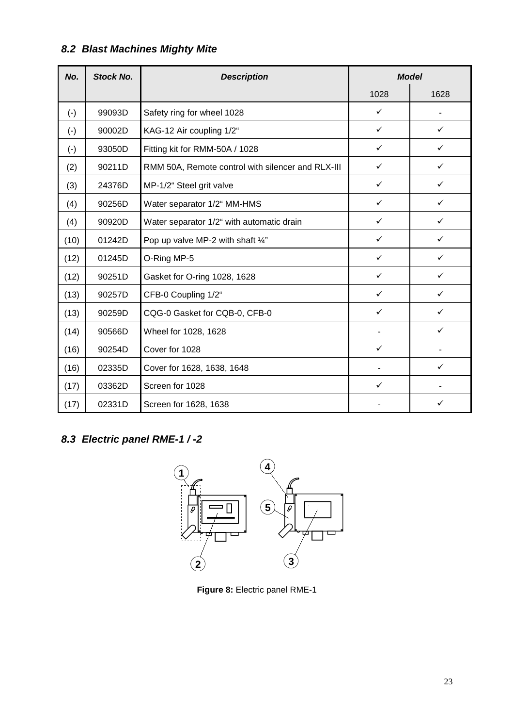### *8.2 Blast Machines Mighty Mite*

| No. | Stock No. | Description | Model | |
|---|---|---|---|---|
| | | | 1028 | 1628 |
| (-) | 99093D | Safety ring for wheel 1028 | ✓ | - |
| (-) | 90002D | KAG-12 Air coupling 1/2“ | ✓ | ✓ |
| (-) | 93050D | Fitting kit for RMM-50A / 1028 | ✓ | ✓ |
| (2) | 90211D | RMM 50A, Remote control with silencer and RLX-III | ✓ | ✓ |
| (3) | 24376D | MP-1/2“ Steel grit valve | ✓ | ✓ |
| (4) | 90256D | Water separator 1/2“ MM-HMS | ✓ | ✓ |
| (4) | 90920D | Water separator 1/2“ with automatic drain | ✓ | ✓ |
| (10) | 01242D | Pop up valve MP-2 with shaft ¼” | ✓ | ✓ |
| (12) | 01245D | O-Ring MP-5 | ✓ | ✓ |
| (12) | 90251D | Gasket for O-ring 1028, 1628 | ✓ | ✓ |
| (13) | 90257D | CFB-0 Coupling 1/2“ | ✓ | ✓ |
| (13) | 90259D | CQG-0 Gasket for CQB-0, CFB-0 | ✓ | ✓ |
| (14) | 90566D | Wheel for 1028, 1628 | - | ✓ |
| (16) | 90254D | Cover for 1028 | ✓ | - |
| (16) | 02335D | Cover for 1628, 1638, 1648 | - | ✓ |
| (17) | 03362D | Screen for 1028 | ✓ | - |
| (17) | 02331D | Screen for 1628, 1638 | - | ✓ |

### *8.3 Electric panel RME-1 / -2*

**Figure 8:** Electric panel RME-1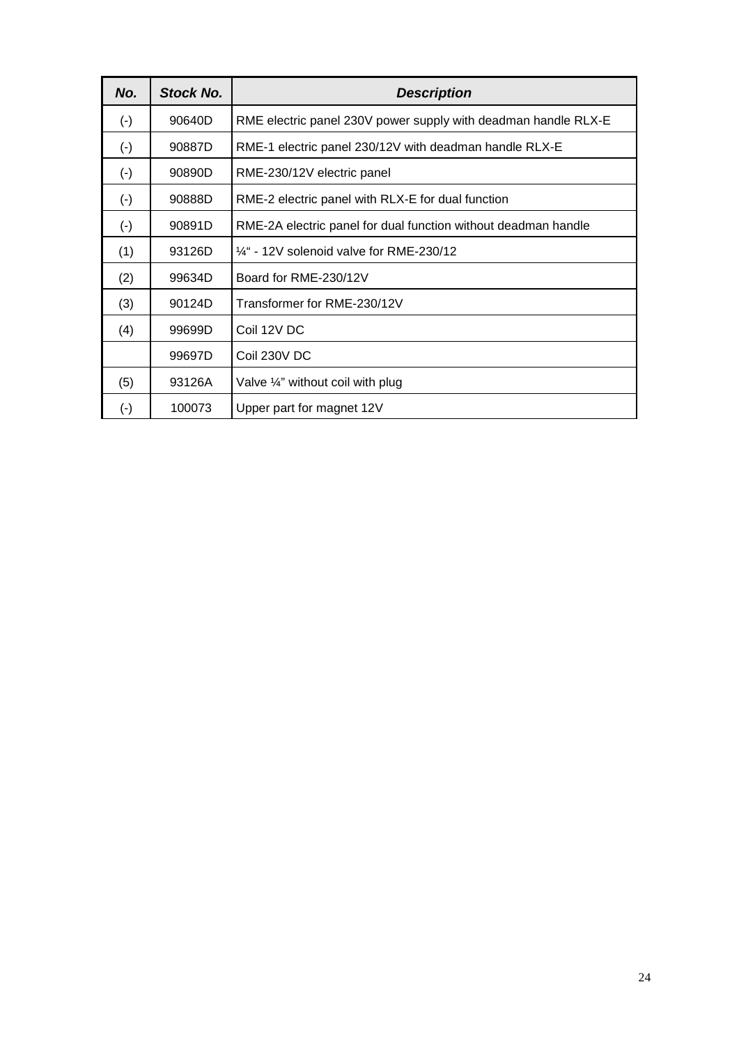| ***No.*** | ***Stock No.*** | ***Description*** |
|---|---|---|
| (-) | 90640D | RME electric panel 230V power supply with deadman handle RLX-E |
| (-) | 90887D | RME-1 electric panel 230/12V with deadman handle RLX-E |
| (-) | 90890D | RME-230/12V electric panel |
| (-) | 90888D | RME-2 electric panel with RLX-E for dual function |
| (-) | 90891D | RME-2A electric panel for dual function without deadman handle |
| (1) | 93126D | ¼" - 12V solenoid valve for RME-230/12 |
| (2) | 99634D | Board for RME-230/12V |
| (3) | 90124D | Transformer for RME-230/12V |
| (4) | 99699D | Coil 12V DC |
| | 99697D | Coil 230V DC |
| (5) | 93126A | Valve ¼" without coil with plug |
| (-) | 100073 | Upper part for magnet 12V |